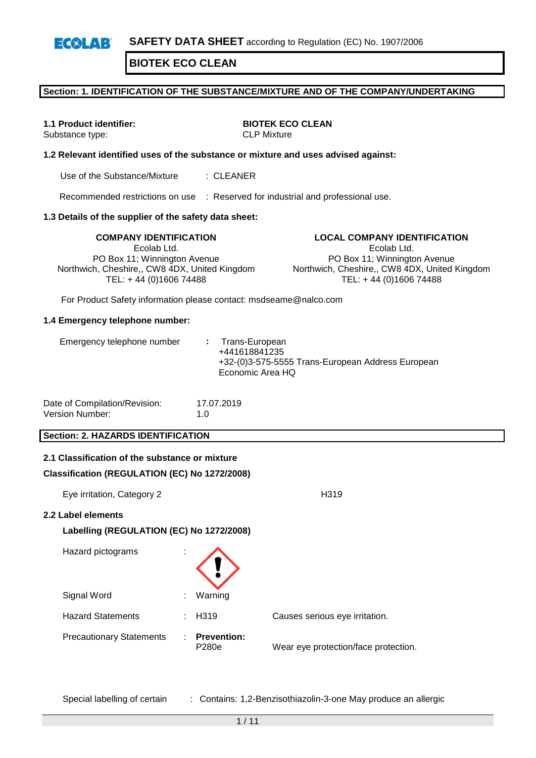**SAFETY DATA SHEET** according to Regulation (EC) No. 1907/2006

# BIOTEK ECO CLEAN

## Section: 1. IDENTIFICATION OF THE SUBSTANCE/MIXTURE AND OF THE COMPANY/UNDERTAKING

**1.1 Product identifier:** **BIOTEK ECO CLEAN**
Substance type: CLP Mixture

**1.2 Relevant identified uses of the substance or mixture and uses advised against:**

Use of the Substance/Mixture : CLEANER

Recommended restrictions on use : Reserved for industrial and professional use.

**1.3 Details of the supplier of the safety data sheet:**

**COMPANY IDENTIFICATION**
Ecolab Ltd.
PO Box 11; Winnington Avenue
Northwich, Cheshire,, CW8 4DX, United Kingdom
TEL: + 44 (0)1606 74488

**LOCAL COMPANY IDENTIFICATION**
Ecolab Ltd.
PO Box 11; Winnington Avenue
Northwich, Cheshire,, CW8 4DX, United Kingdom
TEL: + 44 (0)1606 74488

For Product Safety information please contact: msdseame@nalco.com

**1.4 Emergency telephone number:**

Emergency telephone number : Trans-European
+441618841235
+32-(0)3-575-5555 Trans-European Address European Economic Area HQ

Date of Compilation/Revision: 17.07.2019
Version Number: 1.0

## Section: 2. HAZARDS IDENTIFICATION

**2.1 Classification of the substance or mixture**

**Classification (REGULATION (EC) No 1272/2008)**

Eye irritation, Category 2 H319

**2.2 Label elements**

**Labelling (REGULATION (EC) No 1272/2008)**

Hazard pictograms :

Signal Word : Warning

Hazard Statements : H319 Causes serious eye irritation.

Precautionary Statements : **Prevention:**
P280e Wear eye protection/face protection.

Special labelling of certain : Contains: 1,2-Benzisothiazolin-3-one May produce an allergic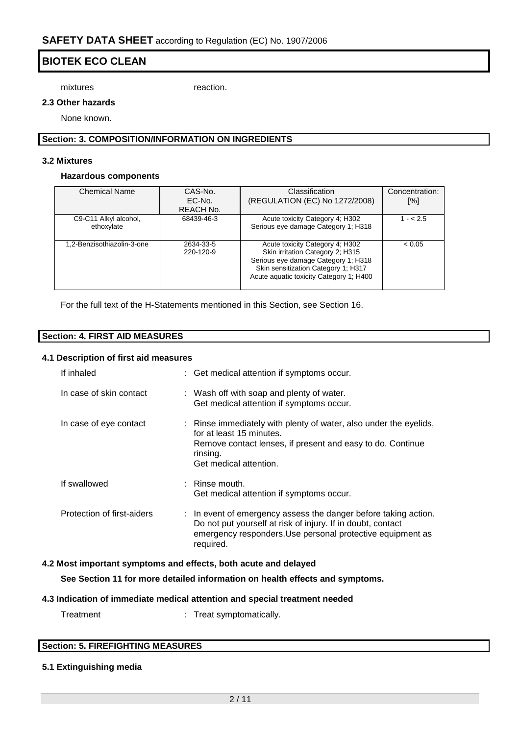| mixtures | reaction. |
|---|---|

**2.3 Other hazards**

None known.

## Section: 3. COMPOSITION/INFORMATION ON INGREDIENTS

**3.2 Mixtures**

**Hazardous components**

| Chemical Name | CAS-No.<br>EC-No.<br>REACH No. | Classification<br>(REGULATION (EC) No 1272/2008) | Concentration: [%] |
|---|---|---|---|
| C9-C11 Alkyl alcohol, ethoxylate | 68439-46-3 | Acute toxicity Category 4; H302<br>Serious eye damage Category 1; H318 | 1 - < 2.5 |
| 1,2-Benzisothiazolin-3-one | 2634-33-5<br>220-120-9 | Acute toxicity Category 4; H302<br>Skin irritation Category 2; H315<br>Serious eye damage Category 1; H318<br>Skin sensitization Category 1; H317<br>Acute aquatic toxicity Category 1; H400 | < 0.05 |

For the full text of the H-Statements mentioned in this Section, see Section 16.

## Section: 4. FIRST AID MEASURES

**4.1 Description of first aid measures**

| | |
|---|---|
| If inhaled | : Get medical attention if symptoms occur. |
| In case of skin contact | : Wash off with soap and plenty of water.<br>Get medical attention if symptoms occur. |
| In case of eye contact | : Rinse immediately with plenty of water, also under the eyelids, for at least 15 minutes.<br>Remove contact lenses, if present and easy to do. Continue rinsing.<br>Get medical attention. |
| If swallowed | : Rinse mouth.<br>Get medical attention if symptoms occur. |
| Protection of first-aiders | : In event of emergency assess the danger before taking action. Do not put yourself at risk of injury. If in doubt, contact emergency responders.Use personal protective equipment as required. |

**4.2 Most important symptoms and effects, both acute and delayed**

**See Section 11 for more detailed information on health effects and symptoms.**

**4.3 Indication of immediate medical attention and special treatment needed**

| | |
|---|---|
| Treatment | : Treat symptomatically. |

## Section: 5. FIREFIGHTING MEASURES

**5.1 Extinguishing media**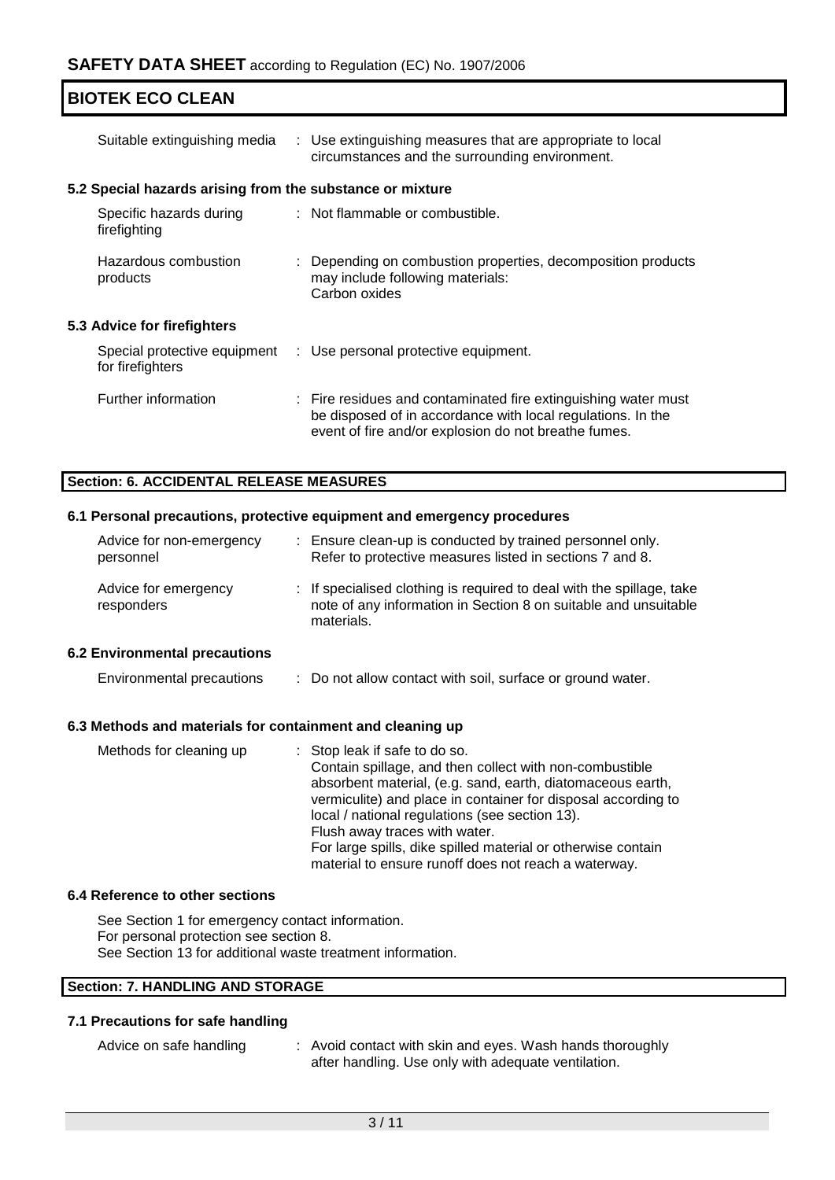Suitable extinguishing media : Use extinguishing measures that are appropriate to local circumstances and the surrounding environment.

### 5.2 Special hazards arising from the substance or mixture

| | |
|---|---|
| Specific hazards during firefighting | : Not flammable or combustible. |
| Hazardous combustion products | : Depending on combustion properties, decomposition products may include following materials: Carbon oxides |

### 5.3 Advice for firefighters

| | |
|---|---|
| Special protective equipment for firefighters | : Use personal protective equipment. |
| Further information | : Fire residues and contaminated fire extinguishing water must be disposed of in accordance with local regulations. In the event of fire and/or explosion do not breathe fumes. |

## Section: 6. ACCIDENTAL RELEASE MEASURES

### 6.1 Personal precautions, protective equipment and emergency procedures

| | |
|---|---|
| Advice for non-emergency personnel | : Ensure clean-up is conducted by trained personnel only. Refer to protective measures listed in sections 7 and 8. |
| Advice for emergency responders | : If specialised clothing is required to deal with the spillage, take note of any information in Section 8 on suitable and unsuitable materials. |

### 6.2 Environmental precautions

| | |
|---|---|
| Environmental precautions | : Do not allow contact with soil, surface or ground water. |

### 6.3 Methods and materials for containment and cleaning up

Methods for cleaning up : Stop leak if safe to do so.
Contain spillage, and then collect with non-combustible absorbent material, (e.g. sand, earth, diatomaceous earth, vermiculite) and place in container for disposal according to local / national regulations (see section 13).
Flush away traces with water.
For large spills, dike spilled material or otherwise contain material to ensure runoff does not reach a waterway.

### 6.4 Reference to other sections

See Section 1 for emergency contact information.
For personal protection see section 8.
See Section 13 for additional waste treatment information.

## Section: 7. HANDLING AND STORAGE

### 7.1 Precautions for safe handling

| | |
|---|---|
| Advice on safe handling | : Avoid contact with skin and eyes. Wash hands thoroughly after handling. Use only with adequate ventilation. |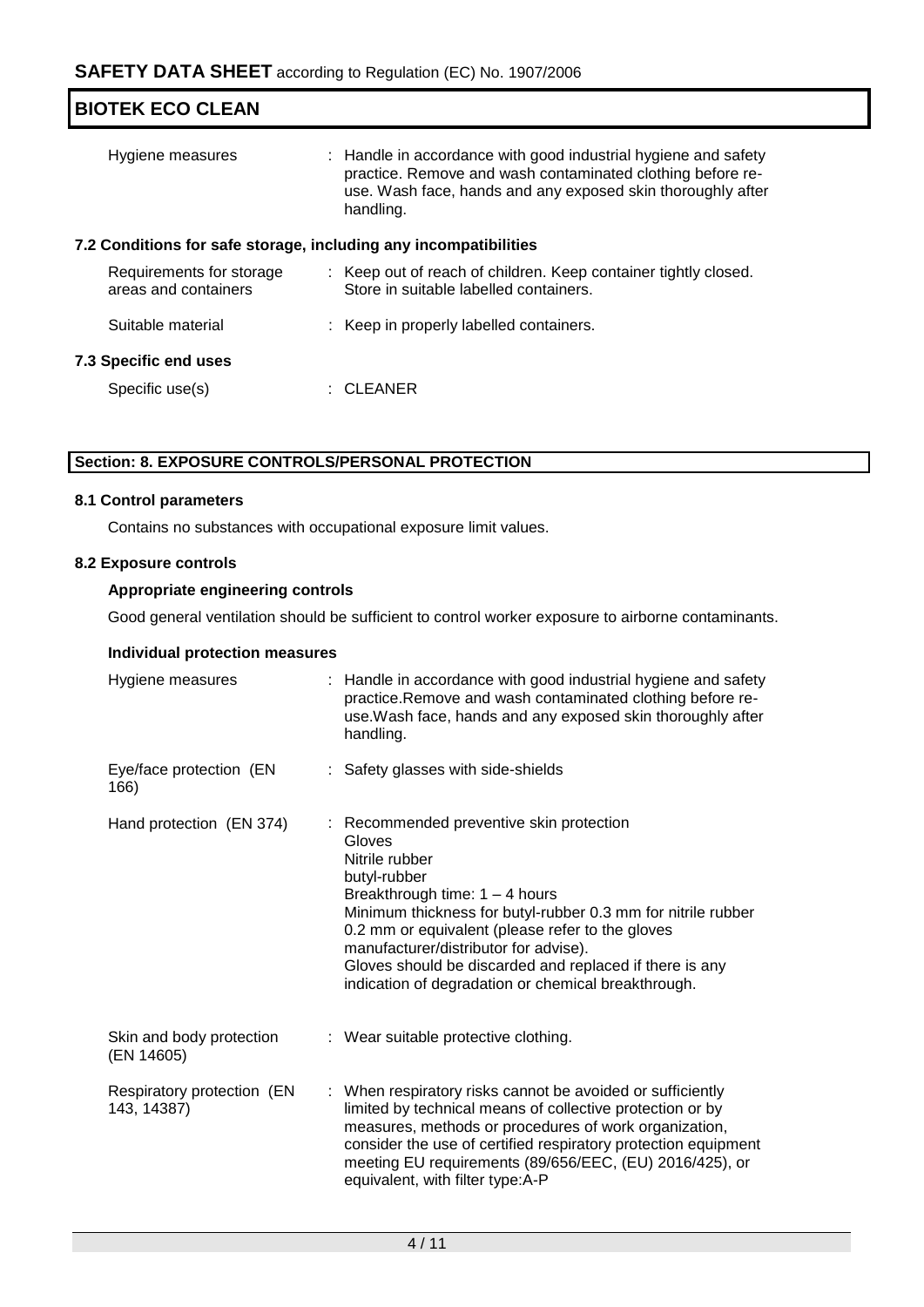| | |
|---|---|
| Hygiene measures | : Handle in accordance with good industrial hygiene and safety practice. Remove and wash contaminated clothing before re-use. Wash face, hands and any exposed skin thoroughly after handling. |

### 7.2 Conditions for safe storage, including any incompatibilities

| | |
|---|---|
| Requirements for storage areas and containers | : Keep out of reach of children. Keep container tightly closed. Store in suitable labelled containers. |
| Suitable material | : Keep in properly labelled containers. |

### 7.3 Specific end uses

| | |
|---|---|
| Specific use(s) | : CLEANER |

## Section: 8. EXPOSURE CONTROLS/PERSONAL PROTECTION

### 8.1 Control parameters

Contains no substances with occupational exposure limit values.

### 8.2 Exposure controls

**Appropriate engineering controls**

Good general ventilation should be sufficient to control worker exposure to airborne contaminants.

**Individual protection measures**

| | |
|---|---|
| Hygiene measures | : Handle in accordance with good industrial hygiene and safety practice.Remove and wash contaminated clothing before re-use.Wash face, hands and any exposed skin thoroughly after handling. |
| Eye/face protection (EN 166) | : Safety glasses with side-shields |
| Hand protection (EN 374) | : Recommended preventive skin protection<br>Gloves<br>Nitrile rubber<br>butyl-rubber<br>Breakthrough time: 1 – 4 hours<br>Minimum thickness for butyl-rubber 0.3 mm for nitrile rubber 0.2 mm or equivalent (please refer to the gloves manufacturer/distributor for advise).<br>Gloves should be discarded and replaced if there is any indication of degradation or chemical breakthrough. |
| Skin and body protection (EN 14605) | : Wear suitable protective clothing. |
| Respiratory protection (EN 143, 14387) | : When respiratory risks cannot be avoided or sufficiently limited by technical means of collective protection or by measures, methods or procedures of work organization, consider the use of certified respiratory protection equipment meeting EU requirements (89/656/EEC, (EU) 2016/425), or equivalent, with filter type:A-P |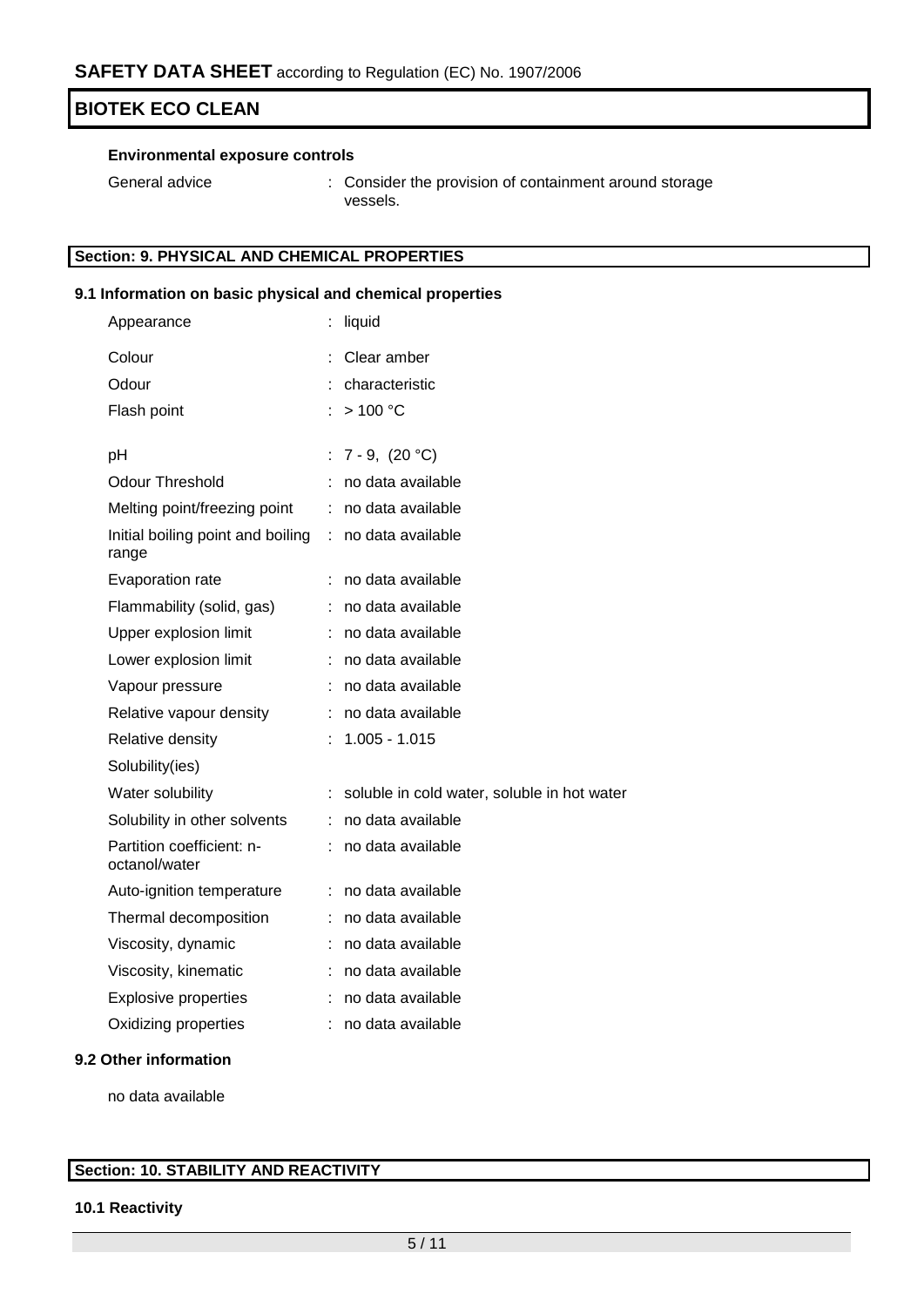**Environmental exposure controls**

| | |
|---|---|
| General advice | : Consider the provision of containment around storage vessels. |

## Section: 9. PHYSICAL AND CHEMICAL PROPERTIES

### 9.1 Information on basic physical and chemical properties

| | |
|---|---|
| Appearance | : liquid |
| Colour | : Clear amber |
| Odour | : characteristic |
| Flash point | : > 100 °C |
| pH | : 7 - 9, (20 °C) |
| Odour Threshold | : no data available |
| Melting point/freezing point | : no data available |
| Initial boiling point and boiling range | : no data available |
| Evaporation rate | : no data available |
| Flammability (solid, gas) | : no data available |
| Upper explosion limit | : no data available |
| Lower explosion limit | : no data available |
| Vapour pressure | : no data available |
| Relative vapour density | : no data available |
| Relative density | : 1.005 - 1.015 |
| Solubility(ies) | |
| Water solubility | : soluble in cold water, soluble in hot water |
| Solubility in other solvents | : no data available |
| Partition coefficient: n-octanol/water | : no data available |
| Auto-ignition temperature | : no data available |
| Thermal decomposition | : no data available |
| Viscosity, dynamic | : no data available |
| Viscosity, kinematic | : no data available |
| Explosive properties | : no data available |
| Oxidizing properties | : no data available |

### 9.2 Other information

no data available

## Section: 10. STABILITY AND REACTIVITY

### 10.1 Reactivity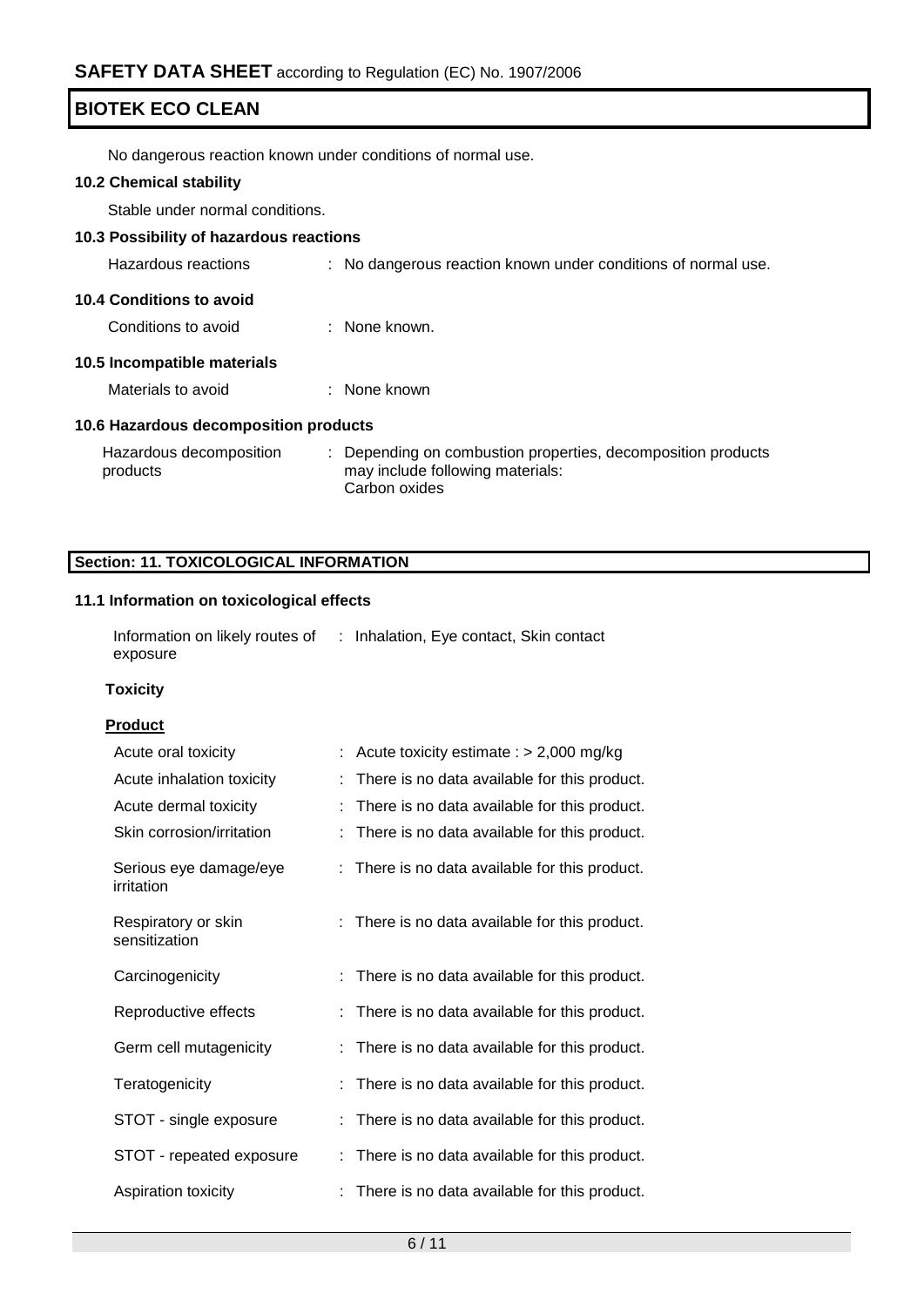No dangerous reaction known under conditions of normal use.

### 10.2 Chemical stability

Stable under normal conditions.

### 10.3 Possibility of hazardous reactions

Hazardous reactions : No dangerous reaction known under conditions of normal use.

### 10.4 Conditions to avoid

Conditions to avoid : None known.

### 10.5 Incompatible materials

Materials to avoid : None known

### 10.6 Hazardous decomposition products

Hazardous decomposition products : Depending on combustion properties, decomposition products may include following materials:
Carbon oxides

## Section: 11. TOXICOLOGICAL INFORMATION

### 11.1 Information on toxicological effects

Information on likely routes of exposure : Inhalation, Eye contact, Skin contact

**Toxicity**

**Product**

| | |
|---|---|
| Acute oral toxicity | : Acute toxicity estimate : > 2,000 mg/kg |
| Acute inhalation toxicity | : There is no data available for this product. |
| Acute dermal toxicity | : There is no data available for this product. |
| Skin corrosion/irritation | : There is no data available for this product. |
| Serious eye damage/eye irritation | : There is no data available for this product. |
| Respiratory or skin sensitization | : There is no data available for this product. |
| Carcinogenicity | : There is no data available for this product. |
| Reproductive effects | : There is no data available for this product. |
| Germ cell mutagenicity | : There is no data available for this product. |
| Teratogenicity | : There is no data available for this product. |
| STOT - single exposure | : There is no data available for this product. |
| STOT - repeated exposure | : There is no data available for this product. |
| Aspiration toxicity | : There is no data available for this product. |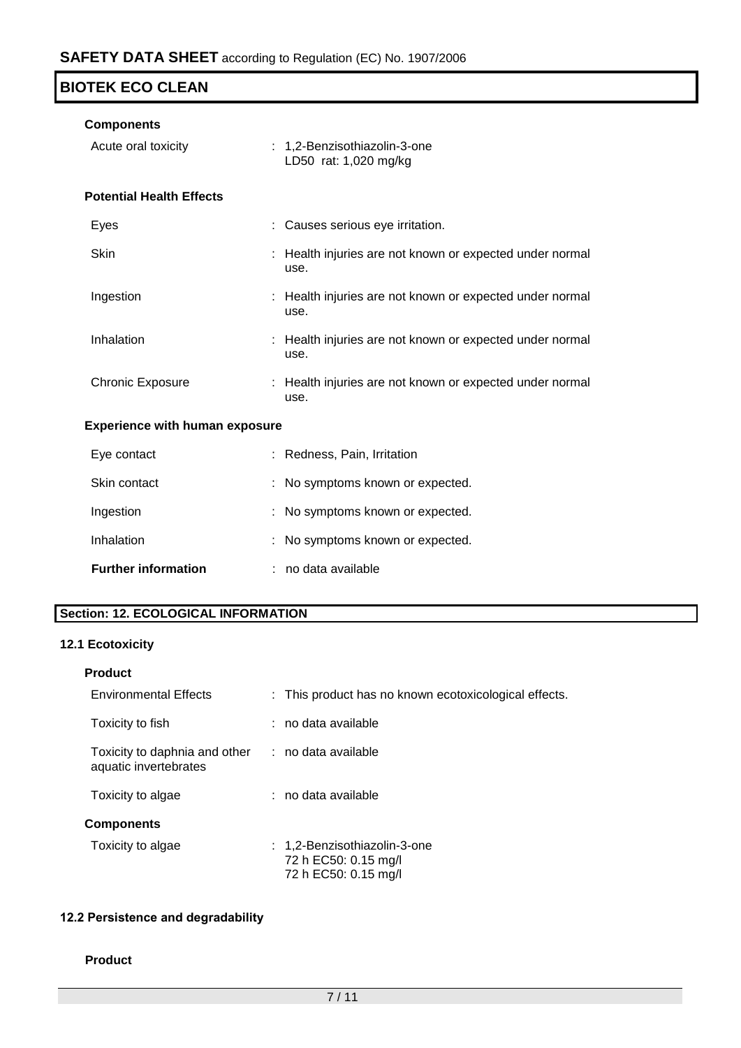**Components**

| | |
|---|---|
| Acute oral toxicity | : 1,2-Benzisothiazolin-3-one<br>LD50 rat: 1,020 mg/kg |

**Potential Health Effects**

| | |
|---|---|
| Eyes | : Causes serious eye irritation. |
| Skin | : Health injuries are not known or expected under normal use. |
| Ingestion | : Health injuries are not known or expected under normal use. |
| Inhalation | : Health injuries are not known or expected under normal use. |
| Chronic Exposure | : Health injuries are not known or expected under normal use. |

**Experience with human exposure**

| | |
|---|---|
| Eye contact | : Redness, Pain, Irritation |
| Skin contact | : No symptoms known or expected. |
| Ingestion | : No symptoms known or expected. |
| Inhalation | : No symptoms known or expected. |
| **Further information** | : no data available |

## Section: 12. ECOLOGICAL INFORMATION

### 12.1 Ecotoxicity

**Product**

| | |
|---|---|
| Environmental Effects | : This product has no known ecotoxicological effects. |
| Toxicity to fish | : no data available |
| Toxicity to daphnia and other aquatic invertebrates | : no data available |
| Toxicity to algae | : no data available |

**Components**

| | |
|---|---|
| Toxicity to algae | : 1,2-Benzisothiazolin-3-one<br>72 h EC50: 0.15 mg/l<br>72 h EC50: 0.15 mg/l |

### 12.2 Persistence and degradability

**Product**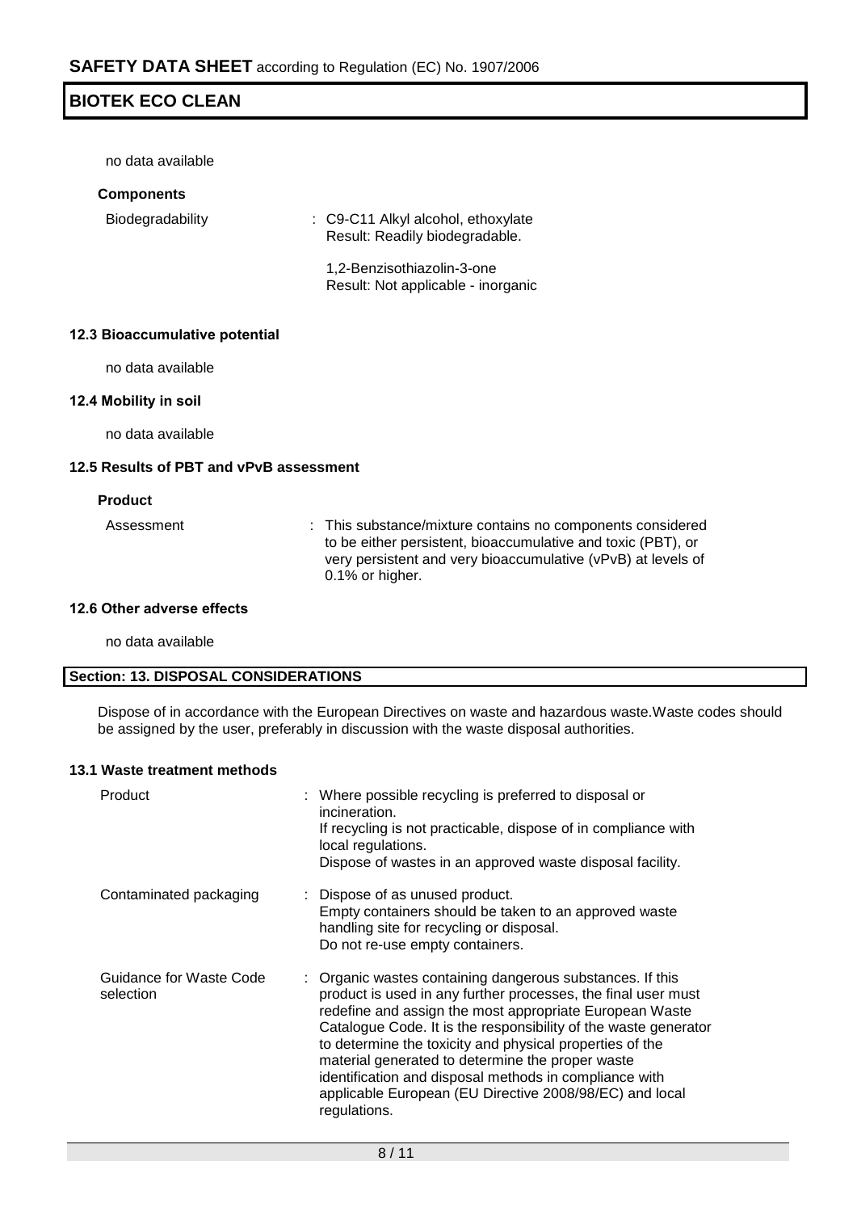no data available

**Components**

| | |
|---|---|
| Biodegradability | : C9-C11 Alkyl alcohol, ethoxylate<br>Result: Readily biodegradable.<br><br>1,2-Benzisothiazolin-3-one<br>Result: Not applicable - inorganic |

#### 12.3 Bioaccumulative potential

no data available

#### 12.4 Mobility in soil

no data available

#### 12.5 Results of PBT and vPvB assessment

**Product**

| | |
|---|---|
| Assessment | : This substance/mixture contains no components considered to be either persistent, bioaccumulative and toxic (PBT), or very persistent and very bioaccumulative (vPvB) at levels of 0.1% or higher. |

#### 12.6 Other adverse effects

no data available

## Section: 13. DISPOSAL CONSIDERATIONS

Dispose of in accordance with the European Directives on waste and hazardous waste.Waste codes should be assigned by the user, preferably in discussion with the waste disposal authorities.

#### 13.1 Waste treatment methods

| | |
|---|---|
| Product | : Where possible recycling is preferred to disposal or incineration.<br>If recycling is not practicable, dispose of in compliance with local regulations.<br>Dispose of wastes in an approved waste disposal facility. |
| Contaminated packaging | : Dispose of as unused product.<br>Empty containers should be taken to an approved waste handling site for recycling or disposal.<br>Do not re-use empty containers. |
| Guidance for Waste Code selection | : Organic wastes containing dangerous substances. If this product is used in any further processes, the final user must redefine and assign the most appropriate European Waste Catalogue Code. It is the responsibility of the waste generator to determine the toxicity and physical properties of the material generated to determine the proper waste identification and disposal methods in compliance with applicable European (EU Directive 2008/98/EC) and local regulations. |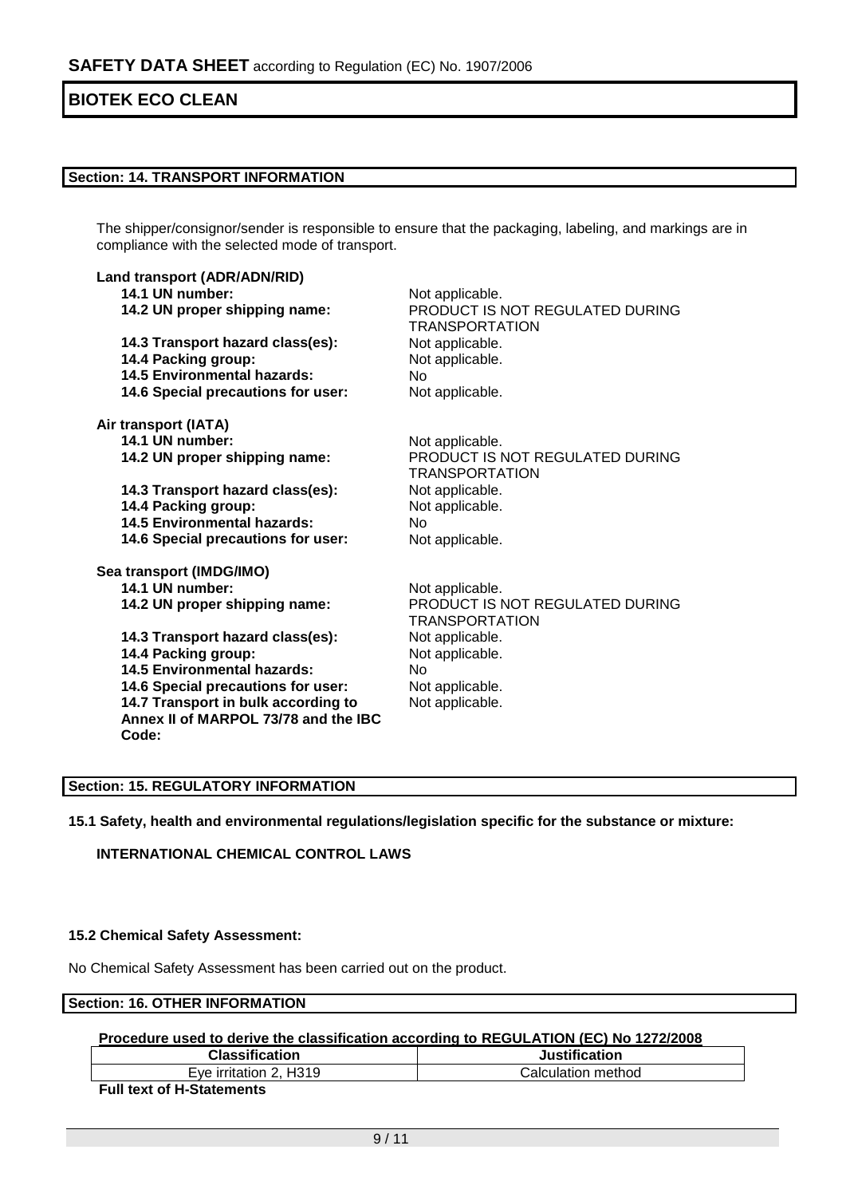## Section: 14. TRANSPORT INFORMATION

The shipper/consignor/sender is responsible to ensure that the packaging, labeling, and markings are in compliance with the selected mode of transport.

**Land transport (ADR/ADN/RID)**

| | |
|---|---|
| **14.1 UN number:** | Not applicable. |
| **14.2 UN proper shipping name:** | PRODUCT IS NOT REGULATED DURING TRANSPORTATION |
| **14.3 Transport hazard class(es):** | Not applicable. |
| **14.4 Packing group:** | Not applicable. |
| **14.5 Environmental hazards:** | No |
| **14.6 Special precautions for user:** | Not applicable. |

**Air transport (IATA)**

| | |
|---|---|
| **14.1 UN number:** | Not applicable. |
| **14.2 UN proper shipping name:** | PRODUCT IS NOT REGULATED DURING TRANSPORTATION |
| **14.3 Transport hazard class(es):** | Not applicable. |
| **14.4 Packing group:** | Not applicable. |
| **14.5 Environmental hazards:** | No |
| **14.6 Special precautions for user:** | Not applicable. |

**Sea transport (IMDG/IMO)**

| | |
|---|---|
| **14.1 UN number:** | Not applicable. |
| **14.2 UN proper shipping name:** | PRODUCT IS NOT REGULATED DURING TRANSPORTATION |
| **14.3 Transport hazard class(es):** | Not applicable. |
| **14.4 Packing group:** | Not applicable. |
| **14.5 Environmental hazards:** | No |
| **14.6 Special precautions for user:** | Not applicable. |
| **14.7 Transport in bulk according to Annex II of MARPOL 73/78 and the IBC Code:** | Not applicable. |

## Section: 15. REGULATORY INFORMATION

**15.1 Safety, health and environmental regulations/legislation specific for the substance or mixture:**

**INTERNATIONAL CHEMICAL CONTROL LAWS**

**15.2 Chemical Safety Assessment:**

No Chemical Safety Assessment has been carried out on the product.

## Section: 16. OTHER INFORMATION

**Procedure used to derive the classification according to REGULATION (EC) No 1272/2008**

| Classification | Justification |
|---|---|
| Eye irritation 2, H319 | Calculation method |

**Full text of H-Statements**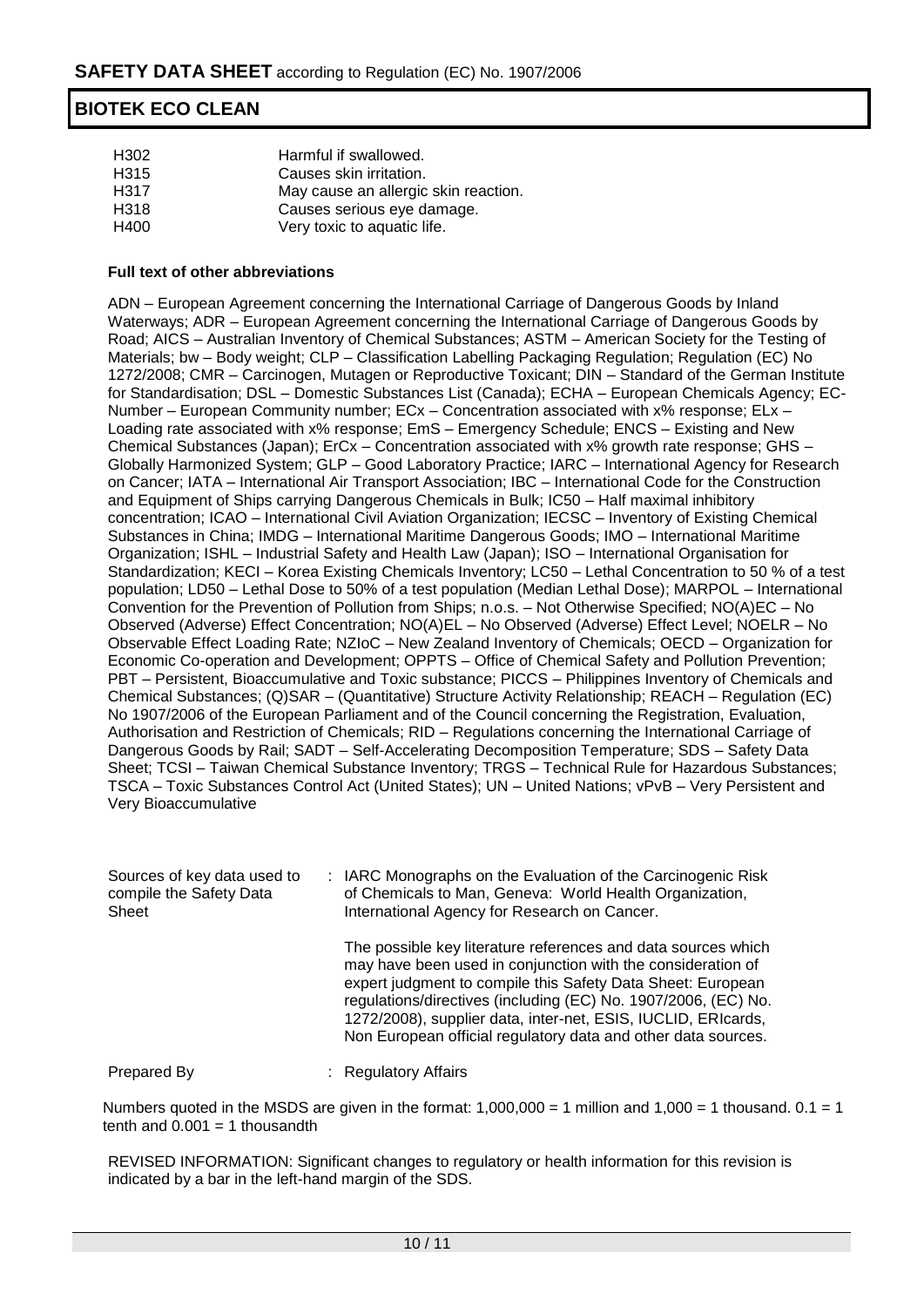| | |
|---|---|
| H302 | Harmful if swallowed. |
| H315 | Causes skin irritation. |
| H317 | May cause an allergic skin reaction. |
| H318 | Causes serious eye damage. |
| H400 | Very toxic to aquatic life. |

**Full text of other abbreviations**

ADN – European Agreement concerning the International Carriage of Dangerous Goods by Inland Waterways; ADR – European Agreement concerning the International Carriage of Dangerous Goods by Road; AICS – Australian Inventory of Chemical Substances; ASTM – American Society for the Testing of Materials; bw – Body weight; CLP – Classification Labelling Packaging Regulation; Regulation (EC) No 1272/2008; CMR – Carcinogen, Mutagen or Reproductive Toxicant; DIN – Standard of the German Institute for Standardisation; DSL – Domestic Substances List (Canada); ECHA – European Chemicals Agency; EC-Number – European Community number; ECx – Concentration associated with x% response; ELx – Loading rate associated with x% response; EmS – Emergency Schedule; ENCS – Existing and New Chemical Substances (Japan); ErCx – Concentration associated with x% growth rate response; GHS – Globally Harmonized System; GLP – Good Laboratory Practice; IARC – International Agency for Research on Cancer; IATA – International Air Transport Association; IBC – International Code for the Construction and Equipment of Ships carrying Dangerous Chemicals in Bulk; IC50 – Half maximal inhibitory concentration; ICAO – International Civil Aviation Organization; IECSC – Inventory of Existing Chemical Substances in China; IMDG – International Maritime Dangerous Goods; IMO – International Maritime Organization; ISHL – Industrial Safety and Health Law (Japan); ISO – International Organisation for Standardization; KECI – Korea Existing Chemicals Inventory; LC50 – Lethal Concentration to 50 % of a test population; LD50 – Lethal Dose to 50% of a test population (Median Lethal Dose); MARPOL – International Convention for the Prevention of Pollution from Ships; n.o.s. – Not Otherwise Specified; NO(A)EC – No Observed (Adverse) Effect Concentration; NO(A)EL – No Observed (Adverse) Effect Level; NOELR – No Observable Effect Loading Rate; NZIoC – New Zealand Inventory of Chemicals; OECD – Organization for Economic Co-operation and Development; OPPTS – Office of Chemical Safety and Pollution Prevention; PBT – Persistent, Bioaccumulative and Toxic substance; PICCS – Philippines Inventory of Chemicals and Chemical Substances; (Q)SAR – (Quantitative) Structure Activity Relationship; REACH – Regulation (EC) No 1907/2006 of the European Parliament and of the Council concerning the Registration, Evaluation, Authorisation and Restriction of Chemicals; RID – Regulations concerning the International Carriage of Dangerous Goods by Rail; SADT – Self-Accelerating Decomposition Temperature; SDS – Safety Data Sheet; TCSI – Taiwan Chemical Substance Inventory; TRGS – Technical Rule for Hazardous Substances; TSCA – Toxic Substances Control Act (United States); UN – United Nations; vPvB – Very Persistent and Very Bioaccumulative

Sources of key data used to compile the Safety Data Sheet : IARC Monographs on the Evaluation of the Carcinogenic Risk of Chemicals to Man, Geneva: World Health Organization, International Agency for Research on Cancer.

The possible key literature references and data sources which may have been used in conjunction with the consideration of expert judgment to compile this Safety Data Sheet: European regulations/directives (including (EC) No. 1907/2006, (EC) No. 1272/2008), supplier data, inter-net, ESIS, IUCLID, ERIcards, Non European official regulatory data and other data sources.

Prepared By : Regulatory Affairs

Numbers quoted in the MSDS are given in the format: 1,000,000 = 1 million and 1,000 = 1 thousand. 0.1 = 1 tenth and 0.001 = 1 thousandth

REVISED INFORMATION: Significant changes to regulatory or health information for this revision is indicated by a bar in the left-hand margin of the SDS.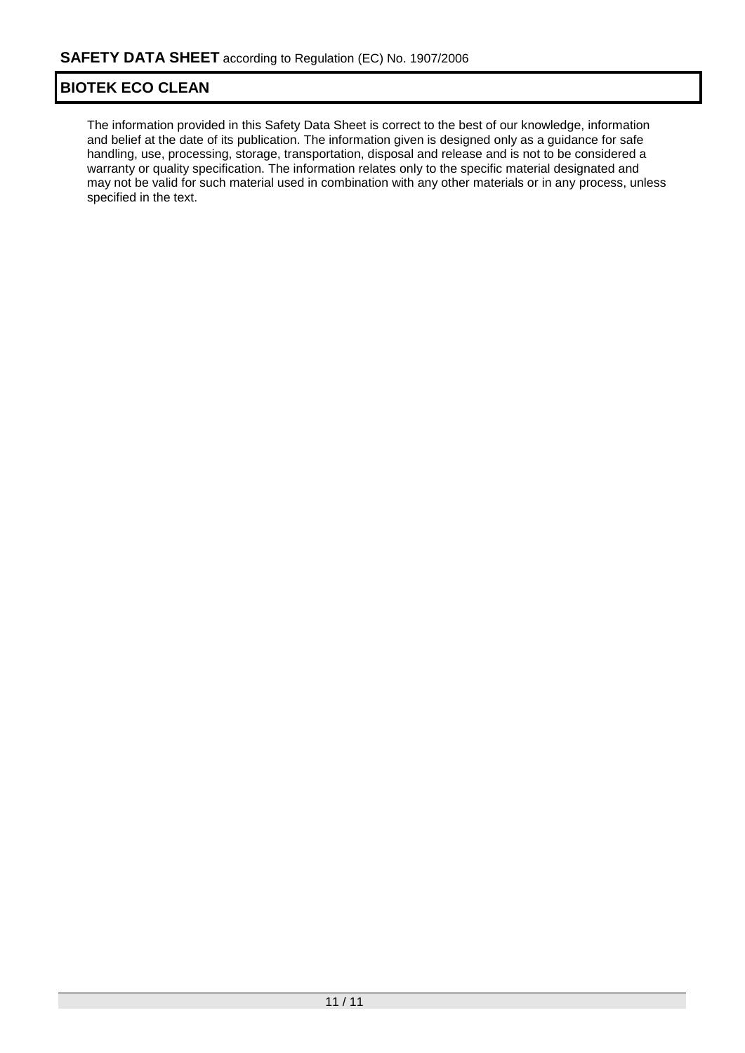The information provided in this Safety Data Sheet is correct to the best of our knowledge, information and belief at the date of its publication. The information given is designed only as a guidance for safe handling, use, processing, storage, transportation, disposal and release and is not to be considered a warranty or quality specification. The information relates only to the specific material designated and may not be valid for such material used in combination with any other materials or in any process, unless specified in the text.